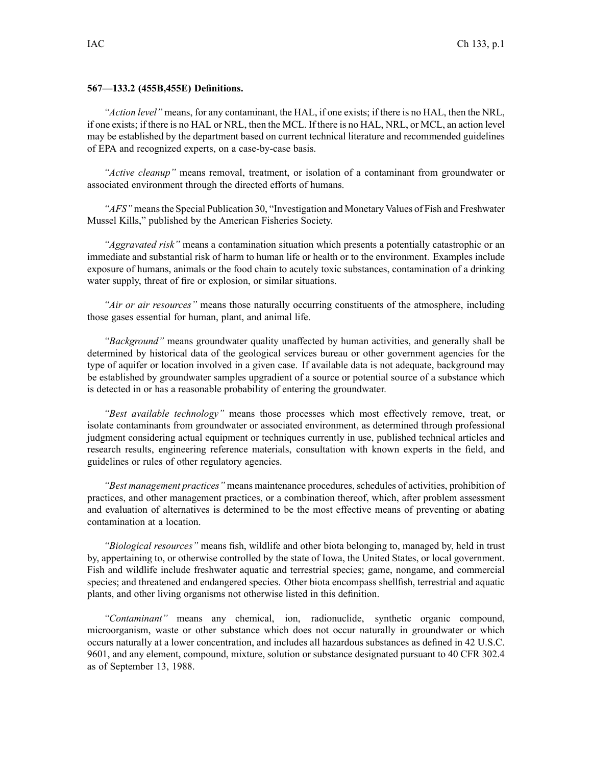**567—133.2 (455B,455E) Definitions.**

*"Action level"* means, for any contaminant, the HAL, if one exists; if there is no HAL, then the NRL, if one exists; if there is no HAL or NRL, then the MCL. If there is no HAL, NRL, or MCL, an action level may be established by the department based on current technical literature and recommended guidelines of EPA and recognized experts, on a case-by-case basis.

*"Active cleanup"* means removal, treatment, or isolation of a contaminant from groundwater or associated environment through the directed efforts of humans.

*"AFS"* means the Special Publication 30, "Investigation and Monetary Values of Fish and Freshwater Mussel Kills," published by the American Fisheries Society.

*"Aggravated risk"* means a contamination situation which presents a potentially catastrophic or an immediate and substantial risk of harm to human life or health or to the environment. Examples include exposure of humans, animals or the food chain to acutely toxic substances, contamination of a drinking water supply, threat of fire or explosion, or similar situations.

*"Air or air resources"* means those naturally occurring constituents of the atmosphere, including those gases essential for human, plant, and animal life.

*"Background"* means groundwater quality unaffected by human activities, and generally shall be determined by historical data of the geological services bureau or other government agencies for the type of aquifer or location involved in a given case. If available data is not adequate, background may be established by groundwater samples upgradient of a source or potential source of a substance which is detected in or has a reasonable probability of entering the groundwater.

*"Best available technology"* means those processes which most effectively remove, treat, or isolate contaminants from groundwater or associated environment, as determined through professional judgment considering actual equipment or techniques currently in use, published technical articles and research results, engineering reference materials, consultation with known experts in the field, and guidelines or rules of other regulatory agencies.

*"Best management practices"* means maintenance procedures, schedules of activities, prohibition of practices, and other management practices, or a combination thereof, which, after problem assessment and evaluation of alternatives is determined to be the most effective means of preventing or abating contamination at a location.

*"Biological resources"* means fish, wildlife and other biota belonging to, managed by, held in trust by, appertaining to, or otherwise controlled by the state of Iowa, the United States, or local government. Fish and wildlife include freshwater aquatic and terrestrial species; game, nongame, and commercial species; and threatened and endangered species. Other biota encompass shellfish, terrestrial and aquatic plants, and other living organisms not otherwise listed in this definition.

*"Contaminant"* means any chemical, ion, radionuclide, synthetic organic compound, microorganism, waste or other substance which does not occur naturally in groundwater or which occurs naturally at a lower concentration, and includes all hazardous substances as defined in 42 U.S.C. 9601, and any element, compound, mixture, solution or substance designated pursuant to 40 CFR 302.4 as of September 13, 1988.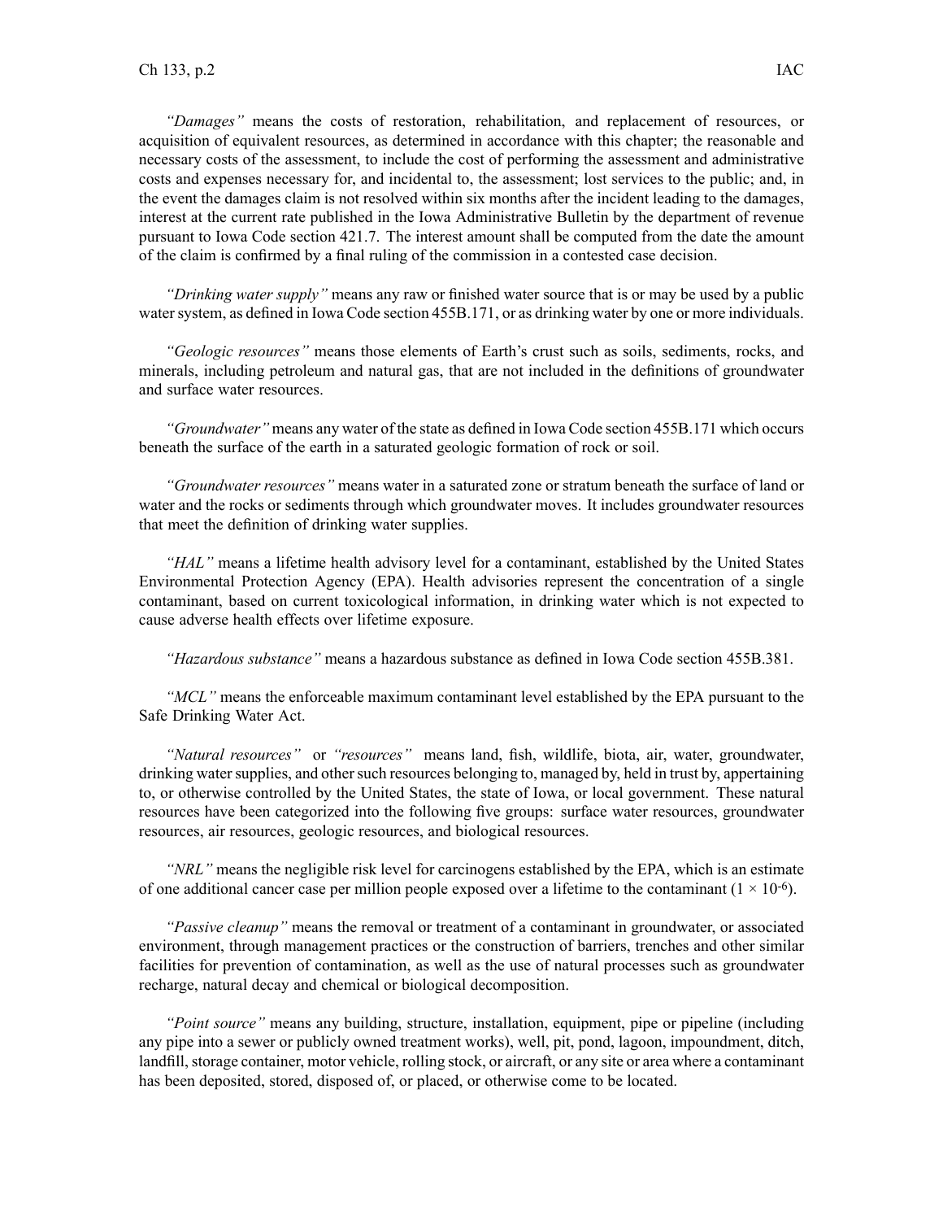*"Damages"* means the costs of restoration, rehabilitation, and replacement of resources, or acquisition of equivalent resources, as determined in accordance with this chapter; the reasonable and necessary costs of the assessment, to include the cost of performing the assessment and administrative costs and expenses necessary for, and incidental to, the assessment; lost services to the public; and, in the event the damages claim is not resolved within six months after the incident leading to the damages, interest at the current rate published in the Iowa Administrative Bulletin by the department of revenue pursuant to Iowa Code section 421.7. The interest amount shall be computed from the date the amount of the claim is confirmed by a final ruling of the commission in a contested case decision.

*"Drinking water supply"* means any raw or finished water source that is or may be used by a public water system, as defined in Iowa Code section 455B.171, or as drinking water by one or more individuals.

*"Geologic resources"* means those elements of Earth's crust such as soils, sediments, rocks, and minerals, including petroleum and natural gas, that are not included in the definitions of groundwater and surface water resources.

*"Groundwater"* means any water of the state as defined in Iowa Code section 455B.171 which occurs beneath the surface of the earth in a saturated geologic formation of rock or soil.

*"Groundwater resources"* means water in a saturated zone or stratum beneath the surface of land or water and the rocks or sediments through which groundwater moves. It includes groundwater resources that meet the definition of drinking water supplies.

*"HAL"* means a lifetime health advisory level for a contaminant, established by the United States Environmental Protection Agency (EPA). Health advisories represent the concentration of a single contaminant, based on current toxicological information, in drinking water which is not expected to cause adverse health effects over lifetime exposure.

*"Hazardous substance"* means a hazardous substance as defined in Iowa Code section 455B.381.

*"MCL"* means the enforceable maximum contaminant level established by the EPA pursuant to the Safe Drinking Water Act.

*"Natural resources"* or *"resources"* means land, fish, wildlife, biota, air, water, groundwater, drinking water supplies, and other such resources belonging to, managed by, held in trust by, appertaining to, or otherwise controlled by the United States, the state of Iowa, or local government. These natural resources have been categorized into the following five groups: surface water resources, groundwater resources, air resources, geologic resources, and biological resources.

*"NRL"* means the negligible risk level for carcinogens established by the EPA, which is an estimate of one additional cancer case per million people exposed over a lifetime to the contaminant ($1 \times 10^{-6}$).

*"Passive cleanup"* means the removal or treatment of a contaminant in groundwater, or associated environment, through management practices or the construction of barriers, trenches and other similar facilities for prevention of contamination, as well as the use of natural processes such as groundwater recharge, natural decay and chemical or biological decomposition.

*"Point source"* means any building, structure, installation, equipment, pipe or pipeline (including any pipe into a sewer or publicly owned treatment works), well, pit, pond, lagoon, impoundment, ditch, landfill, storage container, motor vehicle, rolling stock, or aircraft, or any site or area where a contaminant has been deposited, stored, disposed of, or placed, or otherwise come to be located.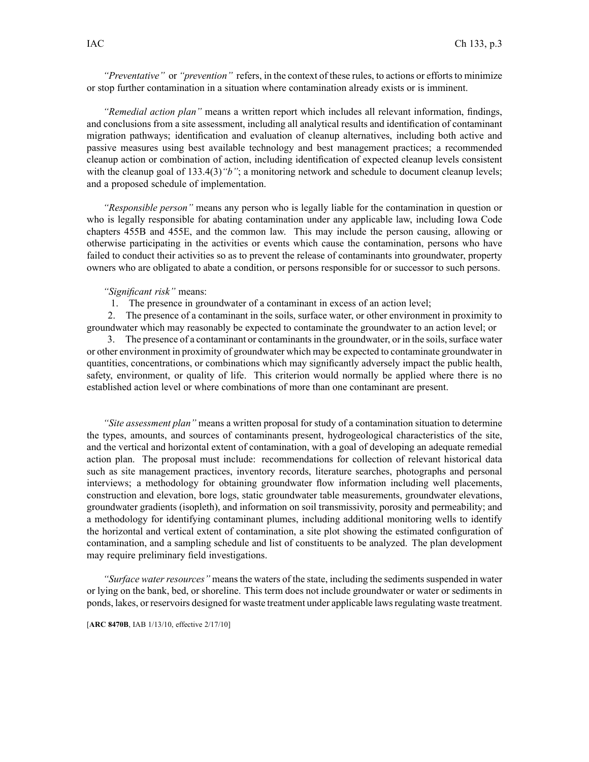*"Preventative"* or *"prevention"* refers, in the context of these rules, to actions or efforts to minimize or stop further contamination in a situation where contamination already exists or is imminent.

*"Remedial action plan"* means a written report which includes all relevant information, findings, and conclusions from a site assessment, including all analytical results and identification of contaminant migration pathways; identification and evaluation of cleanup alternatives, including both active and passive measures using best available technology and best management practices; a recommended cleanup action or combination of action, including identification of expected cleanup levels consistent with the cleanup goal of 133.4(3)*"b"*; a monitoring network and schedule to document cleanup levels; and a proposed schedule of implementation.

*"Responsible person"* means any person who is legally liable for the contamination in question or who is legally responsible for abating contamination under any applicable law, including Iowa Code chapters 455B and 455E, and the common law. This may include the person causing, allowing or otherwise participating in the activities or events which cause the contamination, persons who have failed to conduct their activities so as to prevent the release of contaminants into groundwater, property owners who are obligated to abate a condition, or persons responsible for or successor to such persons.

*"Significant risk"* means:

1. The presence in groundwater of a contaminant in excess of an action level;
2. The presence of a contaminant in the soils, surface water, or other environment in proximity to groundwater which may reasonably be expected to contaminate the groundwater to an action level; or
3. The presence of a contaminant or contaminants in the groundwater, or in the soils, surface water or other environment in proximity of groundwater which may be expected to contaminate groundwater in quantities, concentrations, or combinations which may significantly adversely impact the public health, safety, environment, or quality of life. This criterion would normally be applied where there is no established action level or where combinations of more than one contaminant are present.

*"Site assessment plan"* means a written proposal for study of a contamination situation to determine the types, amounts, and sources of contaminants present, hydrogeological characteristics of the site, and the vertical and horizontal extent of contamination, with a goal of developing an adequate remedial action plan. The proposal must include: recommendations for collection of relevant historical data such as site management practices, inventory records, literature searches, photographs and personal interviews; a methodology for obtaining groundwater flow information including well placements, construction and elevation, bore logs, static groundwater table measurements, groundwater elevations, groundwater gradients (isopleth), and information on soil transmissivity, porosity and permeability; and a methodology for identifying contaminant plumes, including additional monitoring wells to identify the horizontal and vertical extent of contamination, a site plot showing the estimated configuration of contamination, and a sampling schedule and list of constituents to be analyzed. The plan development may require preliminary field investigations.

*"Surface water resources"* means the waters of the state, including the sediments suspended in water or lying on the bank, bed, or shoreline. This term does not include groundwater or water or sediments in ponds, lakes, or reservoirs designed for waste treatment under applicable laws regulating waste treatment.

[**ARC 8470B**, IAB 1/13/10, effective 2/17/10]